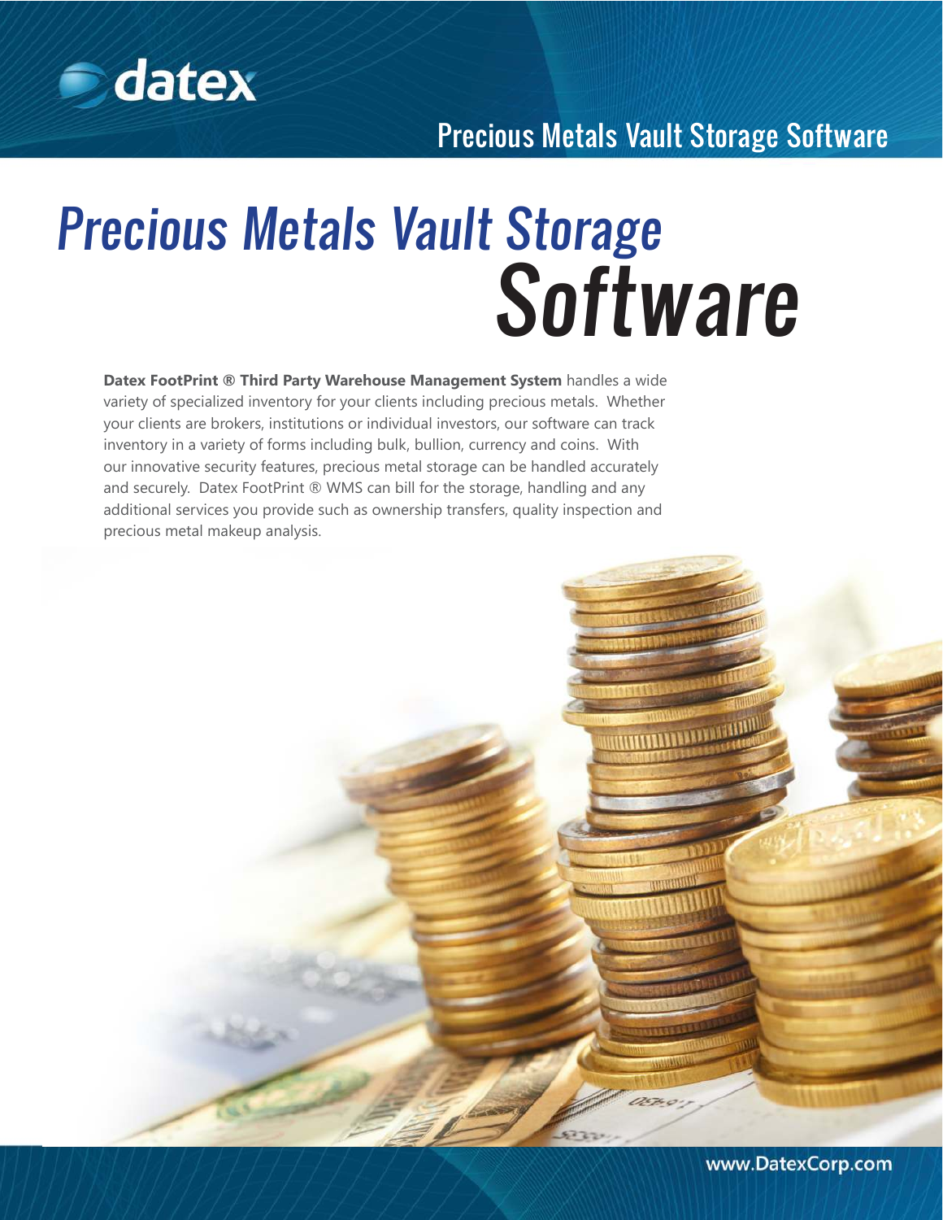# Precious Metals Vault Storage Software

**Datex FootPrint ® Third Party Warehouse Management System** handles a wide variety of specialized inventory for your clients including precious metals. Whether your clients are brokers, institutions or individual investors, our software can track inventory in a variety of forms including bulk, bullion, currency and coins. With our innovative security features, precious metal storage can be handled accurately and securely. Datex FootPrint ® WMS can bill for the storage, handling and any additional services you provide such as ownership transfers, quality inspection and precious metal makeup analysis.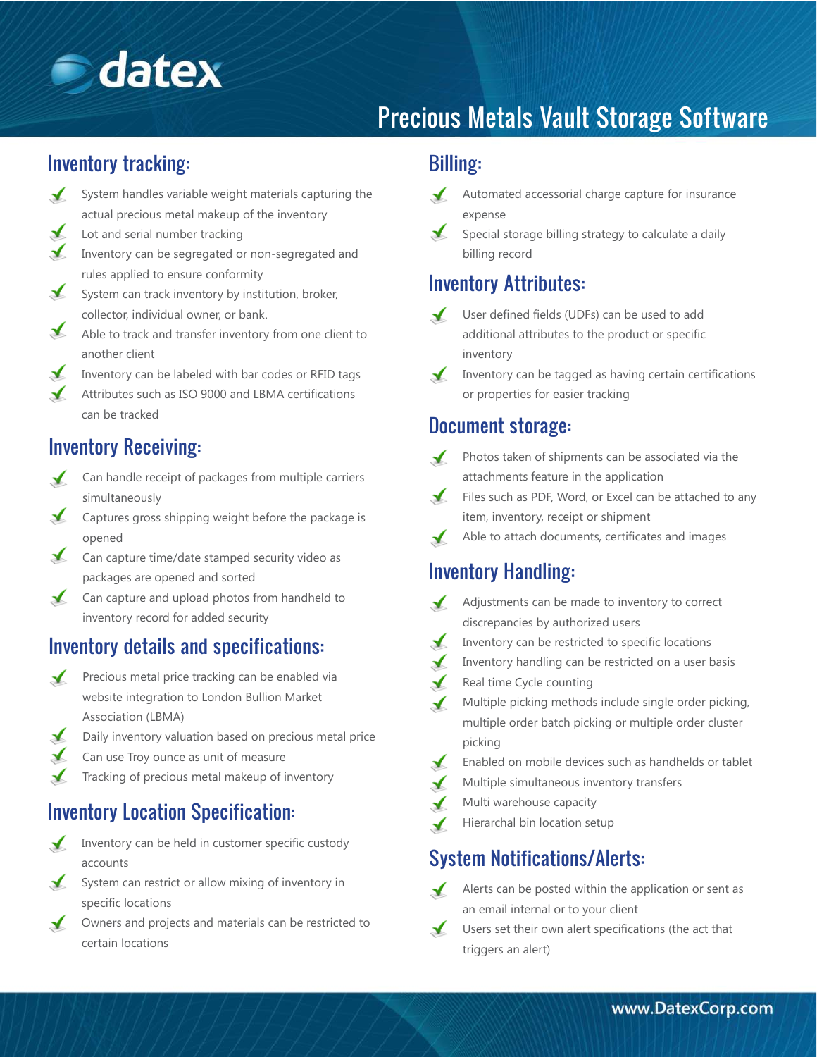datex

# Precious Metals Vault Storage Software

## Inventory tracking:

- System handles variable weight materials capturing the actual precious metal makeup of the inventory
- Lot and serial number tracking
- Inventory can be segregated or non-segregated and rules applied to ensure conformity
- System can track inventory by institution, broker, collector, individual owner, or bank.
- Able to track and transfer inventory from one client to another client
- Inventory can be labeled with bar codes or RFID tags
- Attributes such as ISO 9000 and LBMA certifications can be tracked

## Inventory Receiving:

- Can handle receipt of packages from multiple carriers simultaneously
- Captures gross shipping weight before the package is opened
- Can capture time/date stamped security video as packages are opened and sorted
- Can capture and upload photos from handheld to inventory record for added security

## Inventory details and specifications:

- Precious metal price tracking can be enabled via website integration to London Bullion Market Association (LBMA)
- Daily inventory valuation based on precious metal price
- Can use Troy ounce as unit of measure
- Tracking of precious metal makeup of inventory

## Inventory Location Specification:

- Inventory can be held in customer specific custody accounts
- System can restrict or allow mixing of inventory in specific locations
- Owners and projects and materials can be restricted to certain locations

## Billing:

- Automated accessorial charge capture for insurance expense
- Special storage billing strategy to calculate a daily billing record

## Inventory Attributes:

- User defined fields (UDFs) can be used to add additional attributes to the product or specific inventory
- Inventory can be tagged as having certain certifications or properties for easier tracking

## Document storage:

- Photos taken of shipments can be associated via the attachments feature in the application
- Files such as PDF, Word, or Excel can be attached to any item, inventory, receipt or shipment
- Able to attach documents, certificates and images

## Inventory Handling:

- Adjustments can be made to inventory to correct discrepancies by authorized users
- Inventory can be restricted to specific locations
- Inventory handling can be restricted on a user basis
- Real time Cycle counting
- Multiple picking methods include single order picking, multiple order batch picking or multiple order cluster picking
- Enabled on mobile devices such as handhelds or tablet
- Multiple simultaneous inventory transfers
- Multi warehouse capacity
- Hierarchal bin location setup

## System Notifications/Alerts:

- Alerts can be posted within the application or sent as an email internal or to your client
- Users set their own alert specifications (the act that triggers an alert)

www.DatexCorp.com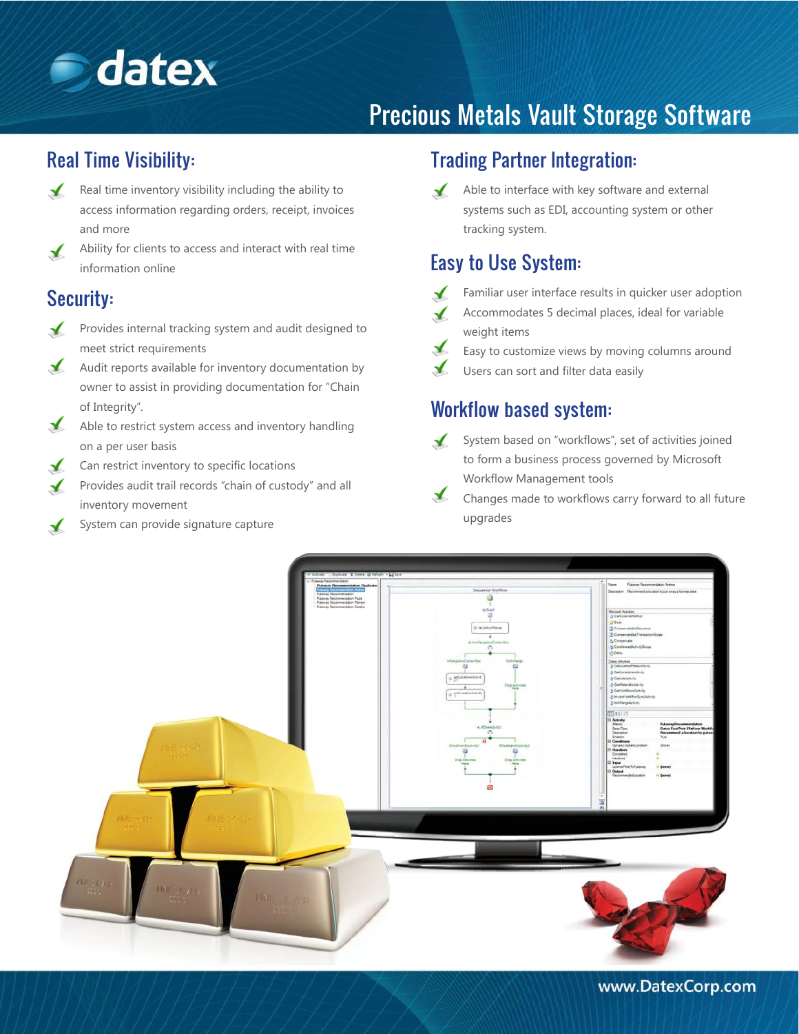# Precious Metals Vault Storage Software

## Real Time Visibility:

- Real time inventory visibility including the ability to access information regarding orders, receipt, invoices and more
- Ability for clients to access and interact with real time information online

## Security:

- Provides internal tracking system and audit designed to meet strict requirements
- Audit reports available for inventory documentation by owner to assist in providing documentation for "Chain of Integrity".
- Able to restrict system access and inventory handling on a per user basis
- Can restrict inventory to specific locations
- Provides audit trail records "chain of custody" and all inventory movement
- System can provide signature capture

## Trading Partner Integration:

- Able to interface with key software and external systems such as EDI, accounting system or other tracking system.

## Easy to Use System:

- Familiar user interface results in quicker user adoption
- Accommodates 5 decimal places, ideal for variable weight items
- Easy to customize views by moving columns around
- Users can sort and filter data easily

## Workflow based system:

- System based on "workflows", set of activities joined to form a business process governed by Microsoft Workflow Management tools
- Changes made to workflows carry forward to all future upgrades

www.DatexCorp.com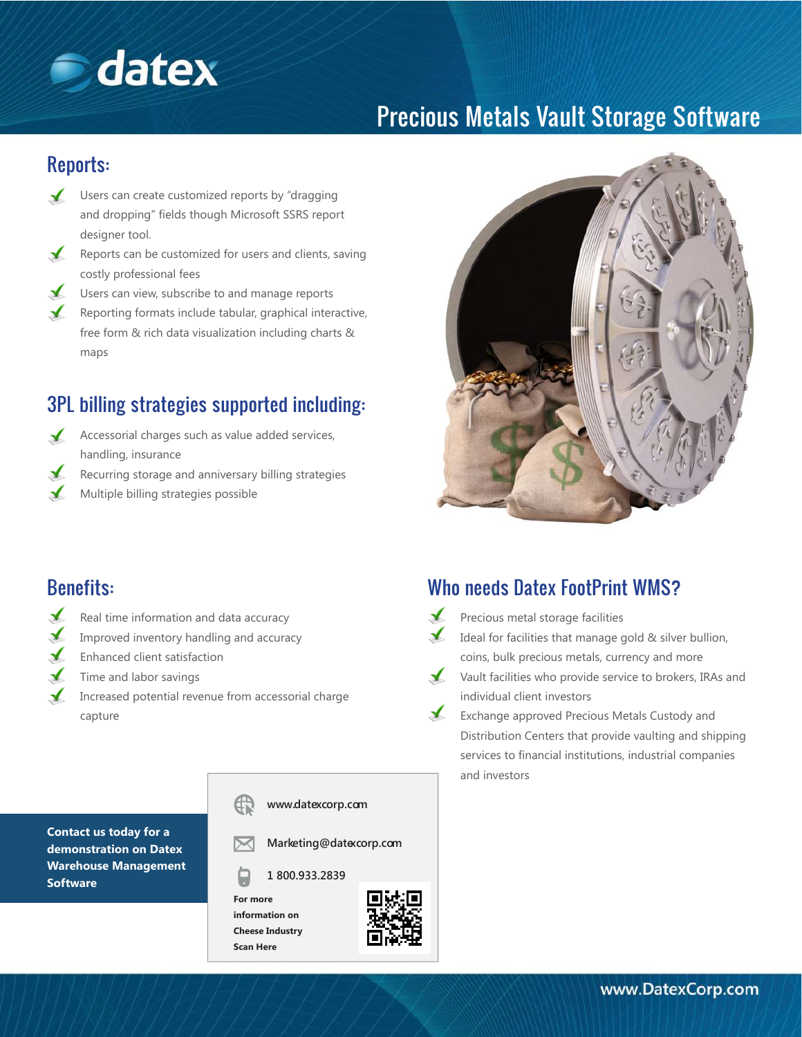# Precious Metals Vault Storage Software

## Reports:

- Users can create customized reports by "dragging and dropping" fields though Microsoft SSRS report designer tool.
- Reports can be customized for users and clients, saving costly professional fees
- Users can view, subscribe to and manage reports
- Reporting formats include tabular, graphical interactive, free form & rich data visualization including charts & maps

## 3PL billing strategies supported including:

- Accessorial charges such as value added services, handling, insurance
- Recurring storage and anniversary billing strategies
- Multiple billing strategies possible

## Benefits:

- Real time information and data accuracy
- Improved inventory handling and accuracy
- Enhanced client satisfaction
- Time and labor savings
- Increased potential revenue from accessorial charge capture

## Who needs Datex FootPrint WMS?

- Precious metal storage facilities
- Ideal for facilities that manage gold & silver bullion, coins, bulk precious metals, currency and more
- Vault facilities who provide service to brokers, IRAs and individual client investors
- Exchange approved Precious Metals Custody and Distribution Centers that provide vaulting and shipping services to financial institutions, industrial companies and investors

**Contact us today for a demonstration on Datex Warehouse Management Software**

www.datexcorp.com

Marketing@datexcorp.com

1 800.933.2839

**For more information on Cheese Industry Scan Here**

www.DatexCorp.com